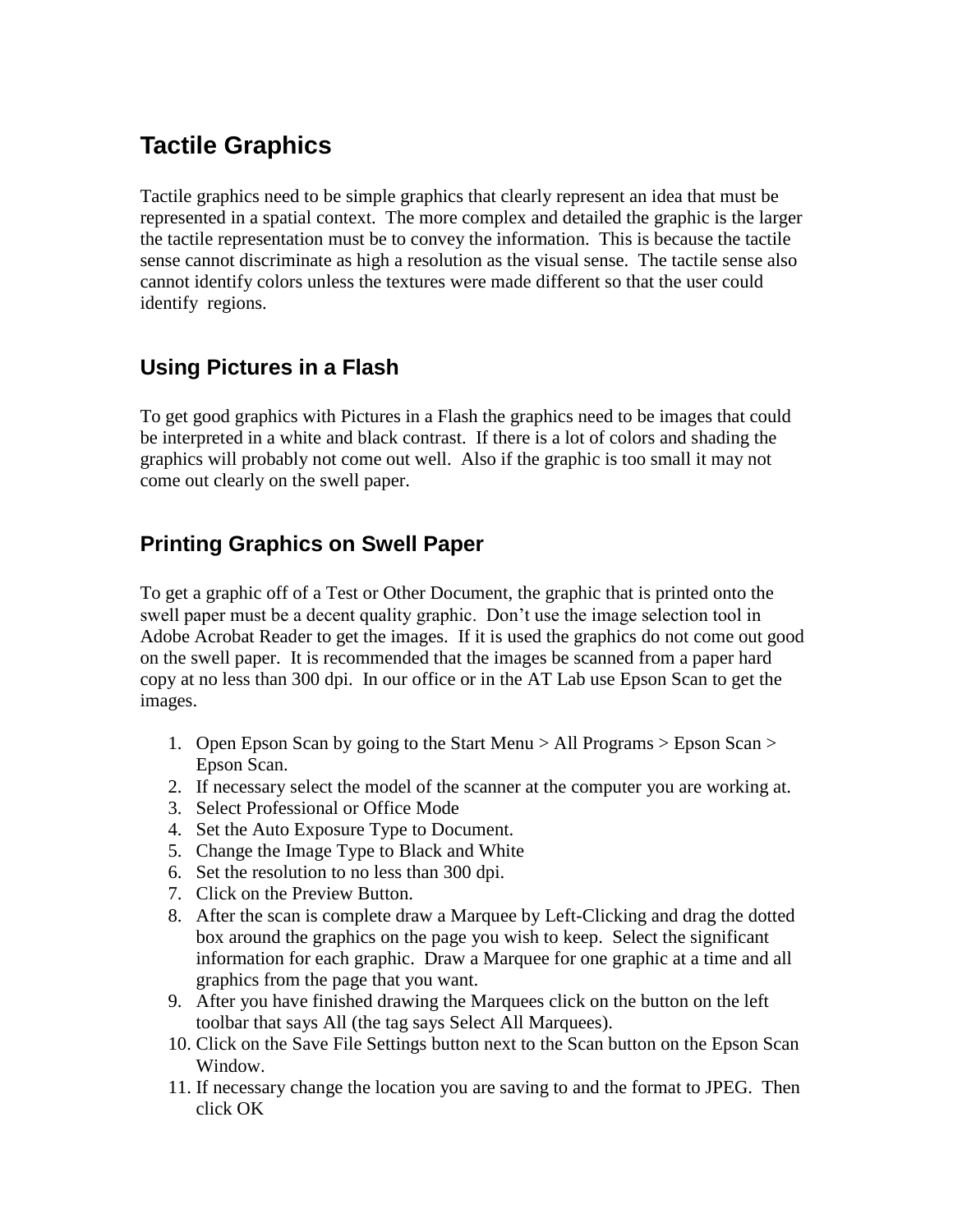# Tactile Graphics

Tactile graphics need to be simple graphics that clearly represent an idea that must be represented in a spatial context. The more complex and detailed the graphic is the larger the tactile representation must be to convey the information. This is because the tactile sense cannot discriminate as high a resolution as the visual sense. The tactile sense also cannot identify colors unless the textures were made different so that the user could identify regions.

## Using Pictures in a Flash

To get good graphics with Pictures in a Flash the graphics need to be images that could be interpreted in a white and black contrast. If there is a lot of colors and shading the graphics will probably not come out well. Also if the graphic is too small it may not come out clearly on the swell paper.

## Printing Graphics on Swell Paper

To get a graphic off of a Test or Other Document, the graphic that is printed onto the swell paper must be a decent quality graphic. Don't use the image selection tool in Adobe Acrobat Reader to get the images. If it is used the graphics do not come out good on the swell paper. It is recommended that the images be scanned from a paper hard copy at no less than 300 dpi. In our office or in the AT Lab use Epson Scan to get the images.

1. Open Epson Scan by going to the Start Menu > All Programs > Epson Scan > Epson Scan.
2. If necessary select the model of the scanner at the computer you are working at.
3. Select Professional or Office Mode
4. Set the Auto Exposure Type to Document.
5. Change the Image Type to Black and White
6. Set the resolution to no less than 300 dpi.
7. Click on the Preview Button.
8. After the scan is complete draw a Marquee by Left-Clicking and drag the dotted box around the graphics on the page you wish to keep. Select the significant information for each graphic. Draw a Marquee for one graphic at a time and all graphics from the page that you want.
9. After you have finished drawing the Marquees click on the button on the left toolbar that says All (the tag says Select All Marquees).
10. Click on the Save File Settings button next to the Scan button on the Epson Scan Window.
11. If necessary change the location you are saving to and the format to JPEG. Then click OK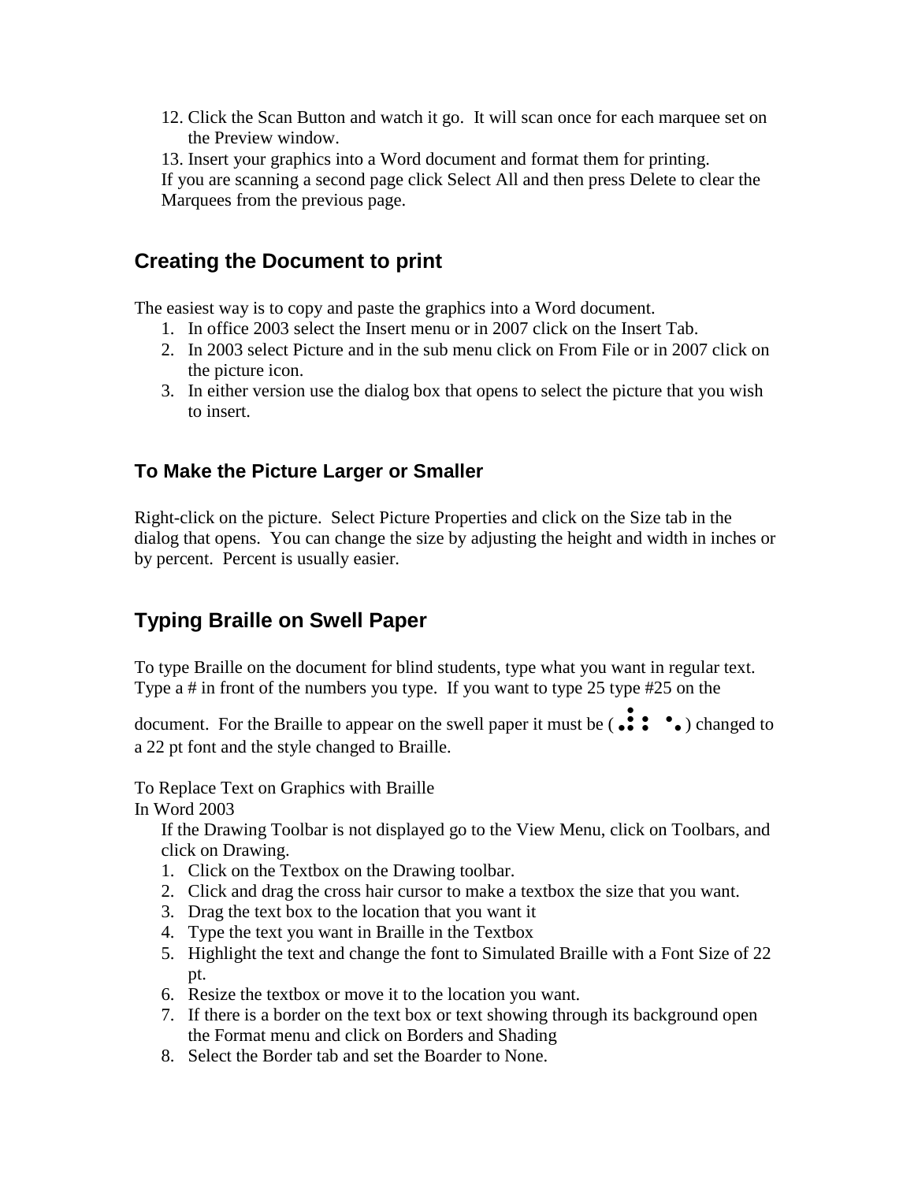12. Click the Scan Button and watch it go. It will scan once for each marquee set on the Preview window.
13. Insert your graphics into a Word document and format them for printing.

If you are scanning a second page click Select All and then press Delete to clear the Marquees from the previous page.

## Creating the Document to print

The easiest way is to copy and paste the graphics into a Word document.

1. In office 2003 select the Insert menu or in 2007 click on the Insert Tab.
2. In 2003 select Picture and in the sub menu click on From File or in 2007 click on the picture icon.
3. In either version use the dialog box that opens to select the picture that you wish to insert.

### To Make the Picture Larger or Smaller

Right-click on the picture. Select Picture Properties and click on the Size tab in the dialog that opens. You can change the size by adjusting the height and width in inches or by percent. Percent is usually easier.

## Typing Braille on Swell Paper

To type Braille on the document for blind students, type what you want in regular text. Type a # in front of the numbers you type. If you want to type 25 type #25 on the document. For the Braille to appear on the swell paper it must be (⠼⠃⠑) changed to a 22 pt font and the style changed to Braille.

To Replace Text on Graphics with Braille

In Word 2003

If the Drawing Toolbar is not displayed go to the View Menu, click on Toolbars, and click on Drawing.

1. Click on the Textbox on the Drawing toolbar.
2. Click and drag the cross hair cursor to make a textbox the size that you want.
3. Drag the text box to the location that you want it
4. Type the text you want in Braille in the Textbox
5. Highlight the text and change the font to Simulated Braille with a Font Size of 22 pt.
6. Resize the textbox or move it to the location you want.
7. If there is a border on the text box or text showing through its background open the Format menu and click on Borders and Shading
8. Select the Border tab and set the Boarder to None.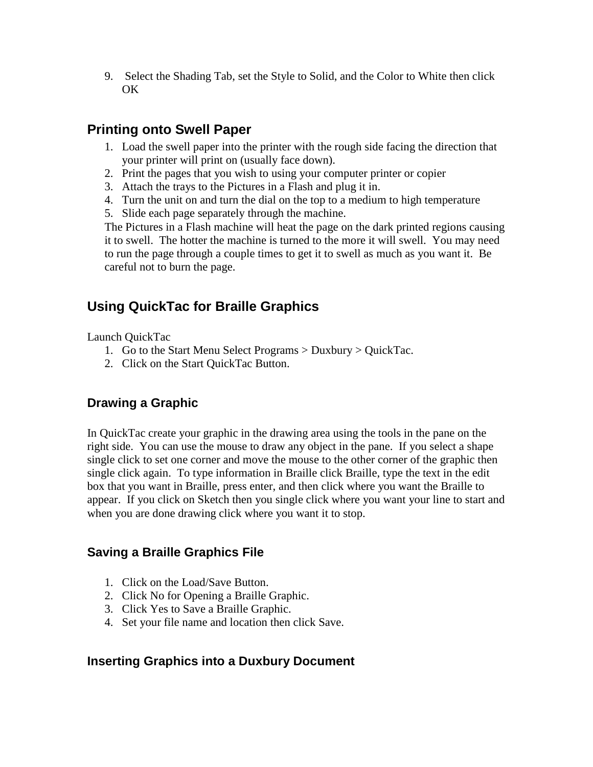9. Select the Shading Tab, set the Style to Solid, and the Color to White then click OK

## Printing onto Swell Paper

1. Load the swell paper into the printer with the rough side facing the direction that your printer will print on (usually face down).
2. Print the pages that you wish to using your computer printer or copier
3. Attach the trays to the Pictures in a Flash and plug it in.
4. Turn the unit on and turn the dial on the top to a medium to high temperature
5. Slide each page separately through the machine.

The Pictures in a Flash machine will heat the page on the dark printed regions causing it to swell. The hotter the machine is turned to the more it will swell. You may need to run the page through a couple times to get it to swell as much as you want it. Be careful not to burn the page.

## Using QuickTac for Braille Graphics

Launch QuickTac

1. Go to the Start Menu Select Programs > Duxbury > QuickTac.
2. Click on the Start QuickTac Button.

### Drawing a Graphic

In QuickTac create your graphic in the drawing area using the tools in the pane on the right side. You can use the mouse to draw any object in the pane. If you select a shape single click to set one corner and move the mouse to the other corner of the graphic then single click again. To type information in Braille click Braille, type the text in the edit box that you want in Braille, press enter, and then click where you want the Braille to appear. If you click on Sketch then you single click where you want your line to start and when you are done drawing click where you want it to stop.

### Saving a Braille Graphics File

1. Click on the Load/Save Button.
2. Click No for Opening a Braille Graphic.
3. Click Yes to Save a Braille Graphic.
4. Set your file name and location then click Save.

### Inserting Graphics into a Duxbury Document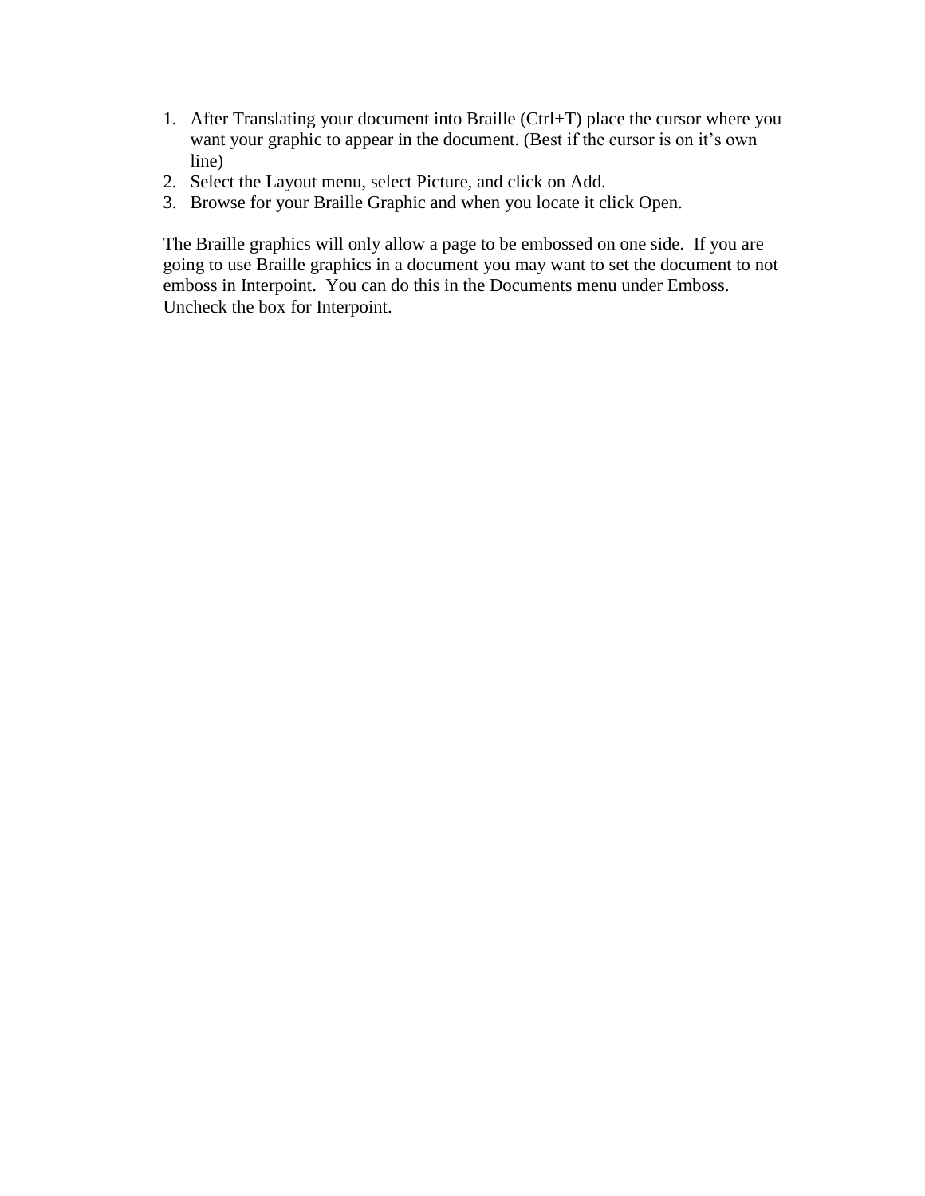1. After Translating your document into Braille (Ctrl+T) place the cursor where you want your graphic to appear in the document. (Best if the cursor is on it's own line)
2. Select the Layout menu, select Picture, and click on Add.
3. Browse for your Braille Graphic and when you locate it click Open.

The Braille graphics will only allow a page to be embossed on one side. If you are going to use Braille graphics in a document you may want to set the document to not emboss in Interpoint. You can do this in the Documents menu under Emboss. Uncheck the box for Interpoint.